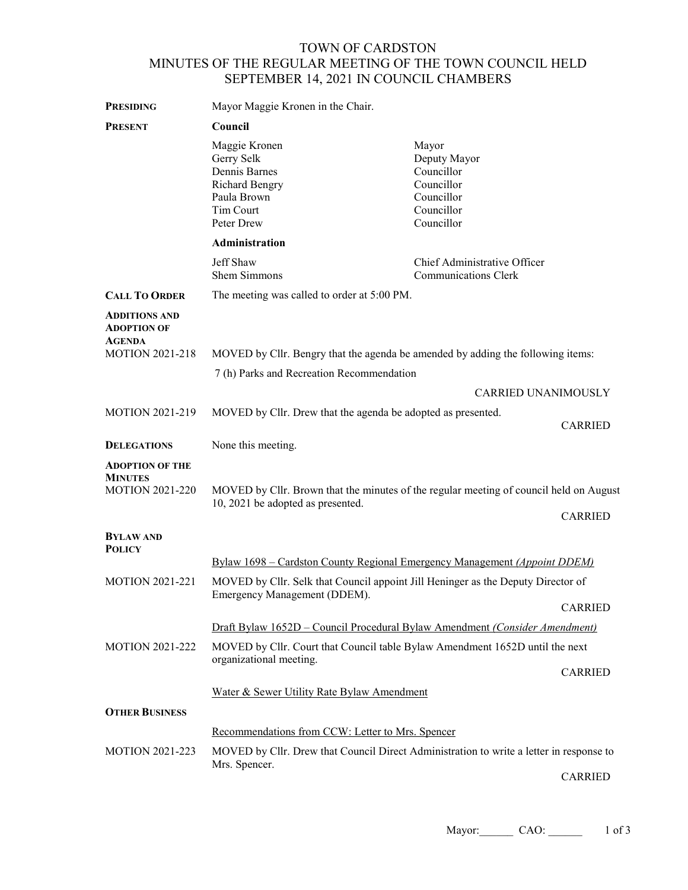# TOWN OF CARDSTON
## MINUTES OF THE REGULAR MEETING OF THE TOWN COUNCIL HELD SEPTEMBER 14, 2021 IN COUNCIL CHAMBERS

**PRESIDING** Mayor Maggie Kronen in the Chair.

**PRESENT**

**Council**

| | |
|---|---|
| Maggie Kronen | Mayor |
| Gerry Selk | Deputy Mayor |
| Dennis Barnes | Councillor |
| Richard Bengry | Councillor |
| Paula Brown | Councillor |
| Tim Court | Councillor |
| Peter Drew | Councillor |

**Administration**

| | |
|---|---|
| Jeff Shaw | Chief Administrative Officer |
| Shem Simmons | Communications Clerk |

**CALL TO ORDER** The meeting was called to order at 5:00 PM.

**ADDITIONS AND ADOPTION OF AGENDA**

MOTION 2021-218 MOVED by Cllr. Bengry that the agenda be amended by adding the following items:

7 (h) Parks and Recreation Recommendation

CARRIED UNANIMOUSLY

MOTION 2021-219 MOVED by Cllr. Drew that the agenda be adopted as presented.

CARRIED

**DELEGATIONS** None this meeting.

**ADOPTION OF THE MINUTES**

MOTION 2021-220 MOVED by Cllr. Brown that the minutes of the regular meeting of council held on August 10, 2021 be adopted as presented.

CARRIED

**BYLAW AND POLICY**

Bylaw 1698 – Cardston County Regional Emergency Management *(Appoint DDEM)*

MOTION 2021-221 MOVED by Cllr. Selk that Council appoint Jill Heninger as the Deputy Director of Emergency Management (DDEM).

CARRIED

Draft Bylaw 1652D – Council Procedural Bylaw Amendment *(Consider Amendment)*

MOTION 2021-222 MOVED by Cllr. Court that Council table Bylaw Amendment 1652D until the next organizational meeting.

CARRIED

Water & Sewer Utility Rate Bylaw Amendment

**OTHER BUSINESS**

Recommendations from CCW: Letter to Mrs. Spencer

MOTION 2021-223 MOVED by Cllr. Drew that Council Direct Administration to write a letter in response to Mrs. Spencer.

CARRIED

Mayor:______ CAO: ______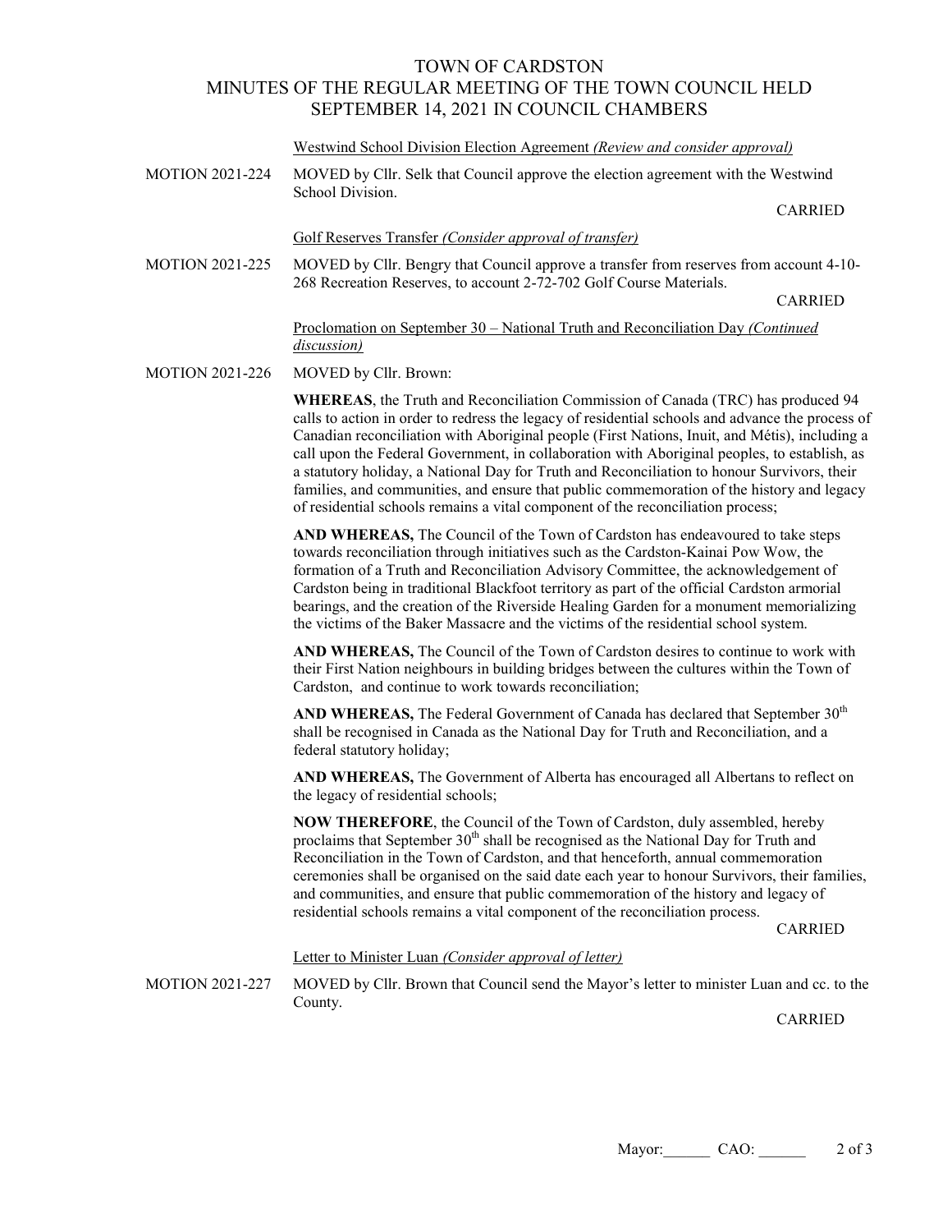# TOWN OF CARDSTON
## MINUTES OF THE REGULAR MEETING OF THE TOWN COUNCIL HELD SEPTEMBER 14, 2021 IN COUNCIL CHAMBERS

Westwind School Division Election Agreement *(Review and consider approval)*

MOTION 2021-224 MOVED by Cllr. Selk that Council approve the election agreement with the Westwind School Division.

CARRIED

Golf Reserves Transfer *(Consider approval of transfer)*

MOTION 2021-225 MOVED by Cllr. Bengry that Council approve a transfer from reserves from account 4-10-268 Recreation Reserves, to account 2-72-702 Golf Course Materials.

CARRIED

Proclomation on September 30 – National Truth and Reconciliation Day *(Continued discussion)*

MOTION 2021-226 MOVED by Cllr. Brown:

**WHEREAS**, the Truth and Reconciliation Commission of Canada (TRC) has produced 94 calls to action in order to redress the legacy of residential schools and advance the process of Canadian reconciliation with Aboriginal people (First Nations, Inuit, and Métis), including a call upon the Federal Government, in collaboration with Aboriginal peoples, to establish, as a statutory holiday, a National Day for Truth and Reconciliation to honour Survivors, their families, and communities, and ensure that public commemoration of the history and legacy of residential schools remains a vital component of the reconciliation process;

**AND WHEREAS,** The Council of the Town of Cardston has endeavoured to take steps towards reconciliation through initiatives such as the Cardston-Kainai Pow Wow, the formation of a Truth and Reconciliation Advisory Committee, the acknowledgement of Cardston being in traditional Blackfoot territory as part of the official Cardston armorial bearings, and the creation of the Riverside Healing Garden for a monument memorializing the victims of the Baker Massacre and the victims of the residential school system.

**AND WHEREAS,** The Council of the Town of Cardston desires to continue to work with their First Nation neighbours in building bridges between the cultures within the Town of Cardston, and continue to work towards reconciliation;

**AND WHEREAS,** The Federal Government of Canada has declared that September 30th shall be recognised in Canada as the National Day for Truth and Reconciliation, and a federal statutory holiday;

**AND WHEREAS,** The Government of Alberta has encouraged all Albertans to reflect on the legacy of residential schools;

**NOW THEREFORE**, the Council of the Town of Cardston, duly assembled, hereby proclaims that September 30th shall be recognised as the National Day for Truth and Reconciliation in the Town of Cardston, and that henceforth, annual commemoration ceremonies shall be organised on the said date each year to honour Survivors, their families, and communities, and ensure that public commemoration of the history and legacy of residential schools remains a vital component of the reconciliation process.

CARRIED

Letter to Minister Luan *(Consider approval of letter)*

MOTION 2021-227 MOVED by Cllr. Brown that Council send the Mayor's letter to minister Luan and cc. to the County.

CARRIED

Mayor:______ CAO: ______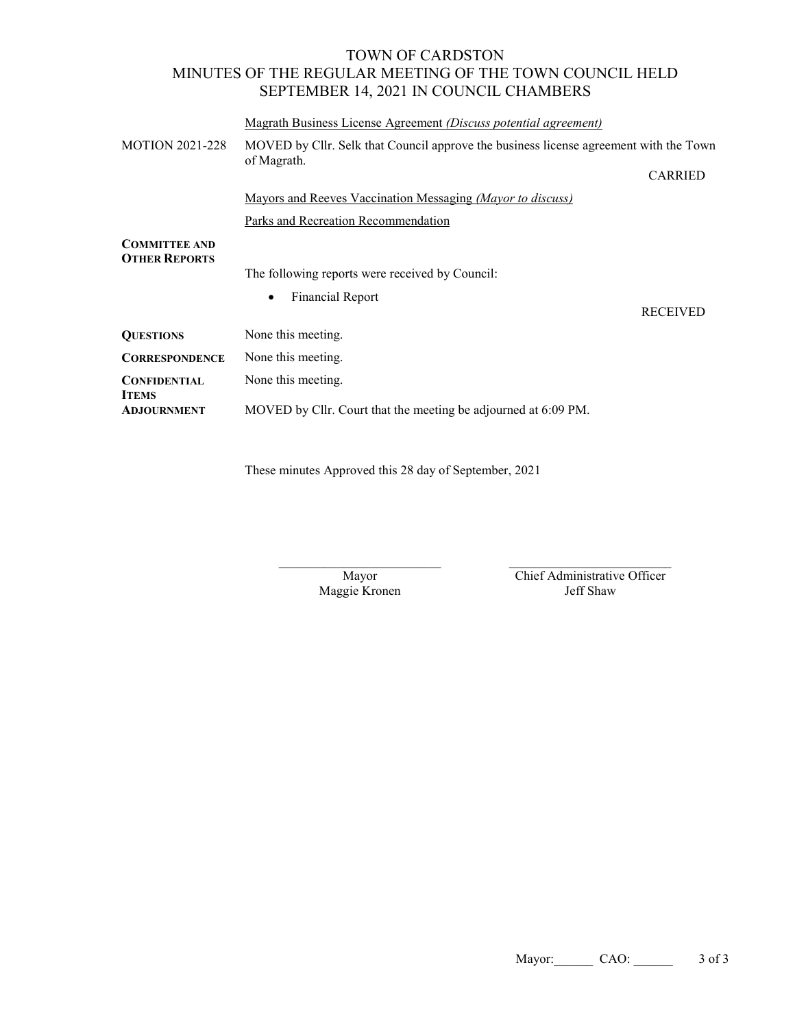# TOWN OF CARDSTON
## MINUTES OF THE REGULAR MEETING OF THE TOWN COUNCIL HELD SEPTEMBER 14, 2021 IN COUNCIL CHAMBERS

Magrath Business License Agreement *(Discuss potential agreement)*

**MOTION 2021-228** MOVED by Cllr. Selk that Council approve the business license agreement with the Town of Magrath.

CARRIED

Mayors and Reeves Vaccination Messaging *(Mayor to discuss)*

Parks and Recreation Recommendation

**COMMITTEE AND OTHER REPORTS**

The following reports were received by Council:

- Financial Report

RECEIVED

**QUESTIONS** None this meeting.

**CORRESPONDENCE** None this meeting.

**CONFIDENTIAL ITEMS** None this meeting.

**ADJOURNMENT** MOVED by Cllr. Court that the meeting be adjourned at 6:09 PM.

These minutes Approved this 28 day of September, 2021

_________________________
Mayor
Maggie Kronen

_________________________
Chief Administrative Officer
Jeff Shaw

Mayor:______ CAO: ______